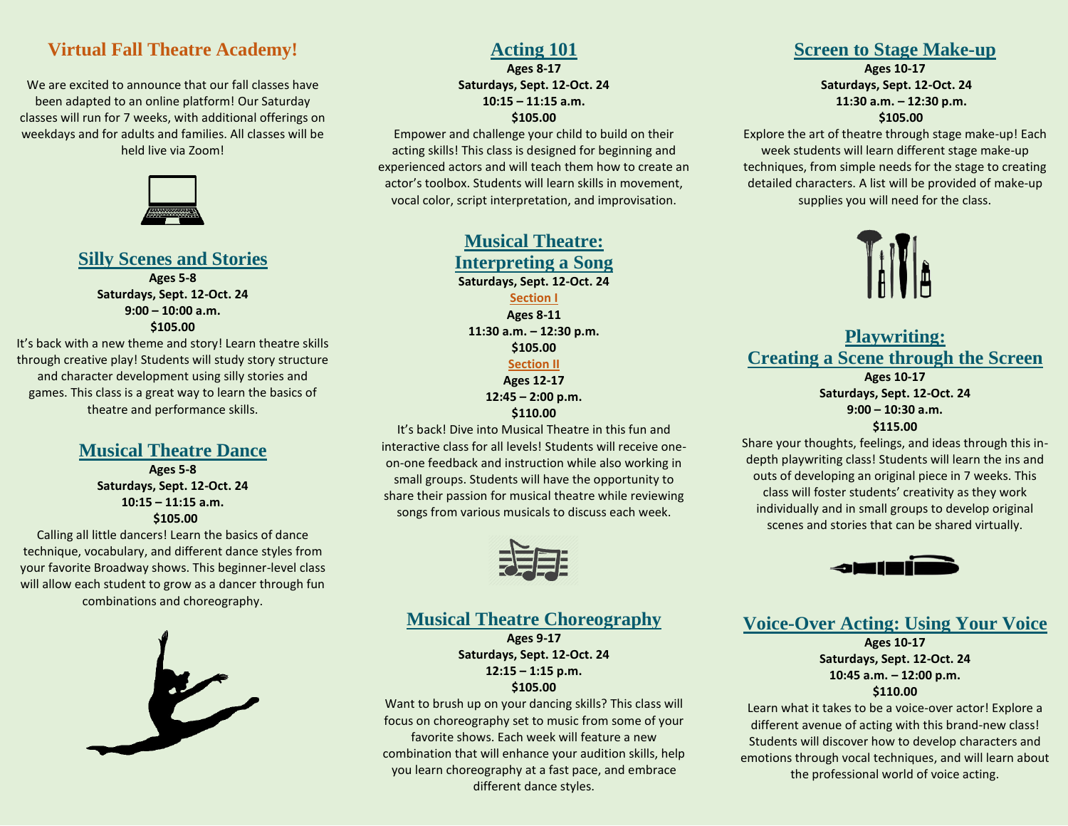# Virtual Fall Theatre Academy!

We are excited to announce that our fall classes have been adapted to an online platform! Our Saturday classes will run for 7 weeks, with additional offerings on weekdays and for adults and families. All classes will be held live via Zoom!

## Silly Scenes and Stories

**Ages 5-8**
**Saturdays, Sept. 12-Oct. 24**
**9:00 – 10:00 a.m.**
**$105.00**

It's back with a new theme and story! Learn theatre skills through creative play! Students will study story structure and character development using silly stories and games. This class is a great way to learn the basics of theatre and performance skills.

## Musical Theatre Dance

**Ages 5-8**
**Saturdays, Sept. 12-Oct. 24**
**10:15 – 11:15 a.m.**
**$105.00**

Calling all little dancers! Learn the basics of dance technique, vocabulary, and different dance styles from your favorite Broadway shows. This beginner-level class will allow each student to grow as a dancer through fun combinations and choreography.

## Acting 101

**Ages 8-17**
**Saturdays, Sept. 12-Oct. 24**
**10:15 – 11:15 a.m.**
**$105.00**

Empower and challenge your child to build on their acting skills! This class is designed for beginning and experienced actors and will teach them how to create an actor's toolbox. Students will learn skills in movement, vocal color, script interpretation, and improvisation.

## Musical Theatre: Interpreting a Song

**Saturdays, Sept. 12-Oct. 24**

**Section I**
**Ages 8-11**
**11:30 a.m. – 12:30 p.m.**
**$105.00**

**Section II**
**Ages 12-17**
**12:45 – 2:00 p.m.**
**$110.00**

It's back! Dive into Musical Theatre in this fun and interactive class for all levels! Students will receive one-on-one feedback and instruction while also working in small groups. Students will have the opportunity to share their passion for musical theatre while reviewing songs from various musicals to discuss each week.

## Musical Theatre Choreography

**Ages 9-17**
**Saturdays, Sept. 12-Oct. 24**
**12:15 – 1:15 p.m.**
**$105.00**

Want to brush up on your dancing skills? This class will focus on choreography set to music from some of your favorite shows. Each week will feature a new combination that will enhance your audition skills, help you learn choreography at a fast pace, and embrace different dance styles.

## Screen to Stage Make-up

**Ages 10-17**
**Saturdays, Sept. 12-Oct. 24**
**11:30 a.m. – 12:30 p.m.**
**$105.00**

Explore the art of theatre through stage make-up! Each week students will learn different stage make-up techniques, from simple needs for the stage to creating detailed characters. A list will be provided of make-up supplies you will need for the class.

## Playwriting: Creating a Scene through the Screen

**Ages 10-17**
**Saturdays, Sept. 12-Oct. 24**
**9:00 – 10:30 a.m.**
**$115.00**

Share your thoughts, feelings, and ideas through this in-depth playwriting class! Students will learn the ins and outs of developing an original piece in 7 weeks. This class will foster students' creativity as they work individually and in small groups to develop original scenes and stories that can be shared virtually.

## Voice-Over Acting: Using Your Voice

**Ages 10-17**
**Saturdays, Sept. 12-Oct. 24**
**10:45 a.m. – 12:00 p.m.**
**$110.00**

Learn what it takes to be a voice-over actor! Explore a different avenue of acting with this brand-new class! Students will discover how to develop characters and emotions through vocal techniques, and will learn about the professional world of voice acting.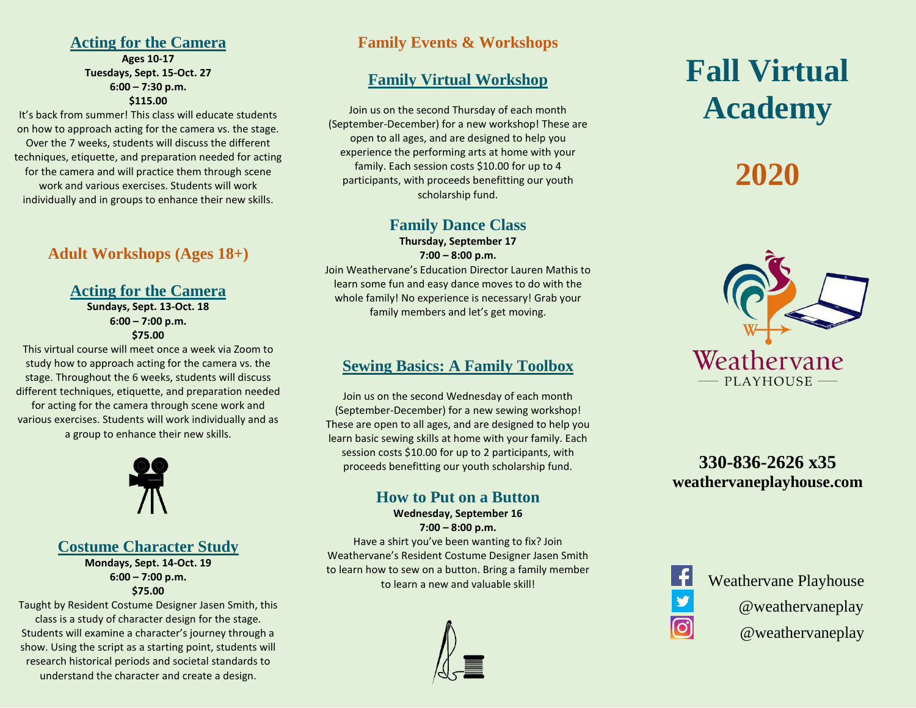## Acting for the Camera

**Ages 10-17**
**Tuesdays, Sept. 15-Oct. 27**
**6:00 – 7:30 p.m.**
**$115.00**

It's back from summer! This class will educate students on how to approach acting for the camera vs. the stage. Over the 7 weeks, students will discuss the different techniques, etiquette, and preparation needed for acting for the camera and will practice them through scene work and various exercises. Students will work individually and in groups to enhance their new skills.

# Adult Workshops (Ages 18+)

## Acting for the Camera

**Sundays, Sept. 13-Oct. 18**
**6:00 – 7:00 p.m.**
**$75.00**

This virtual course will meet once a week via Zoom to study how to approach acting for the camera vs. the stage. Throughout the 6 weeks, students will discuss different techniques, etiquette, and preparation needed for acting for the camera through scene work and various exercises. Students will work individually and as a group to enhance their new skills.

## Costume Character Study

**Mondays, Sept. 14-Oct. 19**
**6:00 – 7:00 p.m.**
**$75.00**

Taught by Resident Costume Designer Jasen Smith, this class is a study of character design for the stage. Students will examine a character's journey through a show. Using the script as a starting point, students will research historical periods and societal standards to understand the character and create a design.

# Family Events & Workshops

## Family Virtual Workshop

Join us on the second Thursday of each month (September-December) for a new workshop! These are open to all ages, and are designed to help you experience the performing arts at home with your family. Each session costs $10.00 for up to 4 participants, with proceeds benefitting our youth scholarship fund.

### Family Dance Class

**Thursday, September 17**
**7:00 – 8:00 p.m.**

Join Weathervane's Education Director Lauren Mathis to learn some fun and easy dance moves to do with the whole family! No experience is necessary! Grab your family members and let's get moving.

## Sewing Basics: A Family Toolbox

Join us on the second Wednesday of each month (September-December) for a new sewing workshop! These are open to all ages, and are designed to help you learn basic sewing skills at home with your family. Each session costs $10.00 for up to 2 participants, with proceeds benefitting our youth scholarship fund.

### How to Put on a Button

**Wednesday, September 16**
**7:00 – 8:00 p.m.**

Have a shirt you've been wanting to fix? Join Weathervane's Resident Costume Designer Jasen Smith to learn how to sew on a button. Bring a family member to learn a new and valuable skill!

# Fall Virtual Academy

# 2020

Weathervane PLAYHOUSE

**330-836-2626 x35**
**weathervaneplayhouse.com**

Weathervane Playhouse
@weathervaneplay
@weathervaneplay